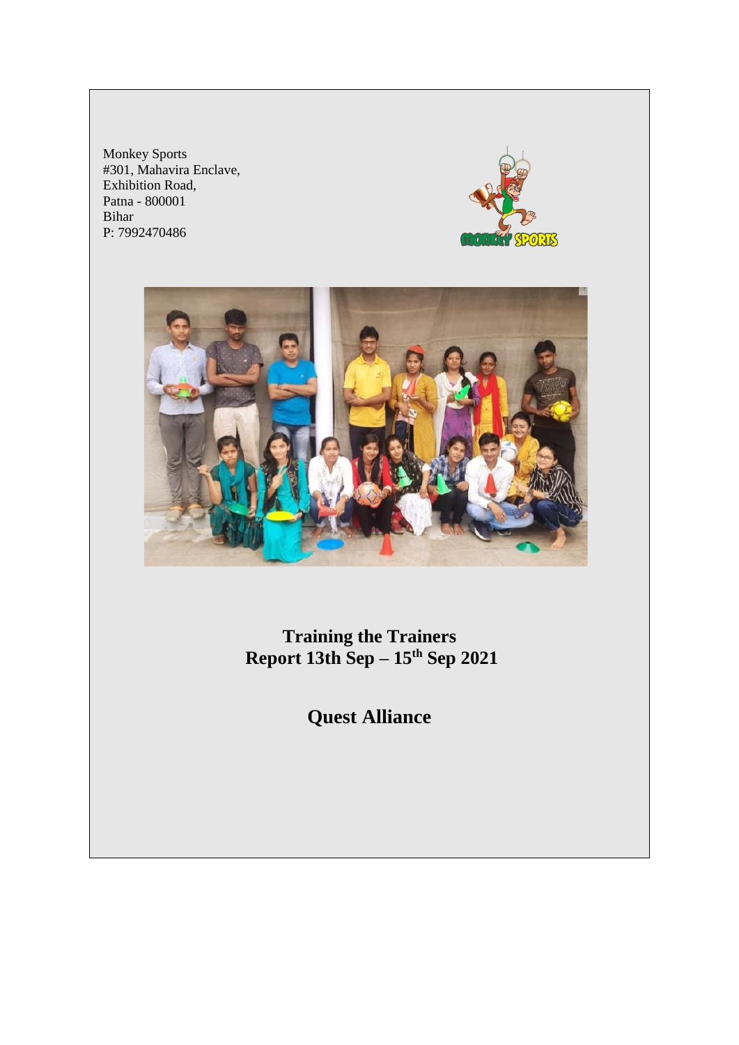Monkey Sports
#301, Mahavira Enclave,
Exhibition Road,
Patna - 800001
Bihar
P: 7992470486

# Training the Trainers
# Report 13th Sep – 15th Sep 2021

## Quest Alliance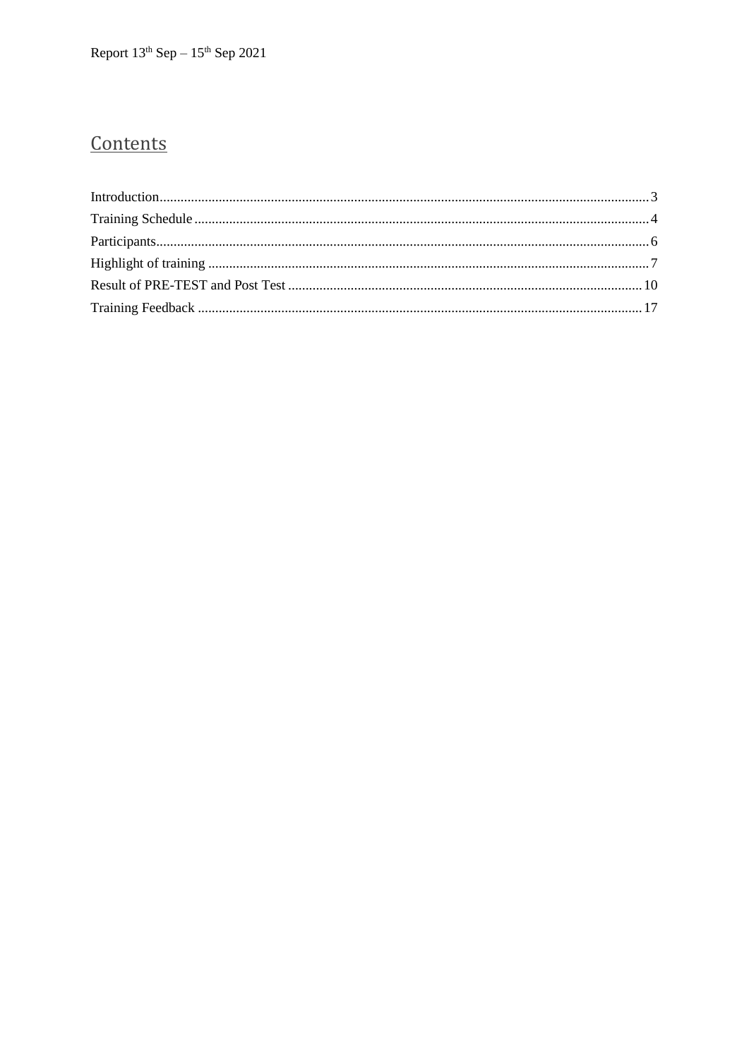## Contents

Introduction .......... 3
Training Schedule .......... 4
Participants .......... 6
Highlight of training .......... 7
Result of PRE-TEST and Post Test .......... 10
Training Feedback .......... 17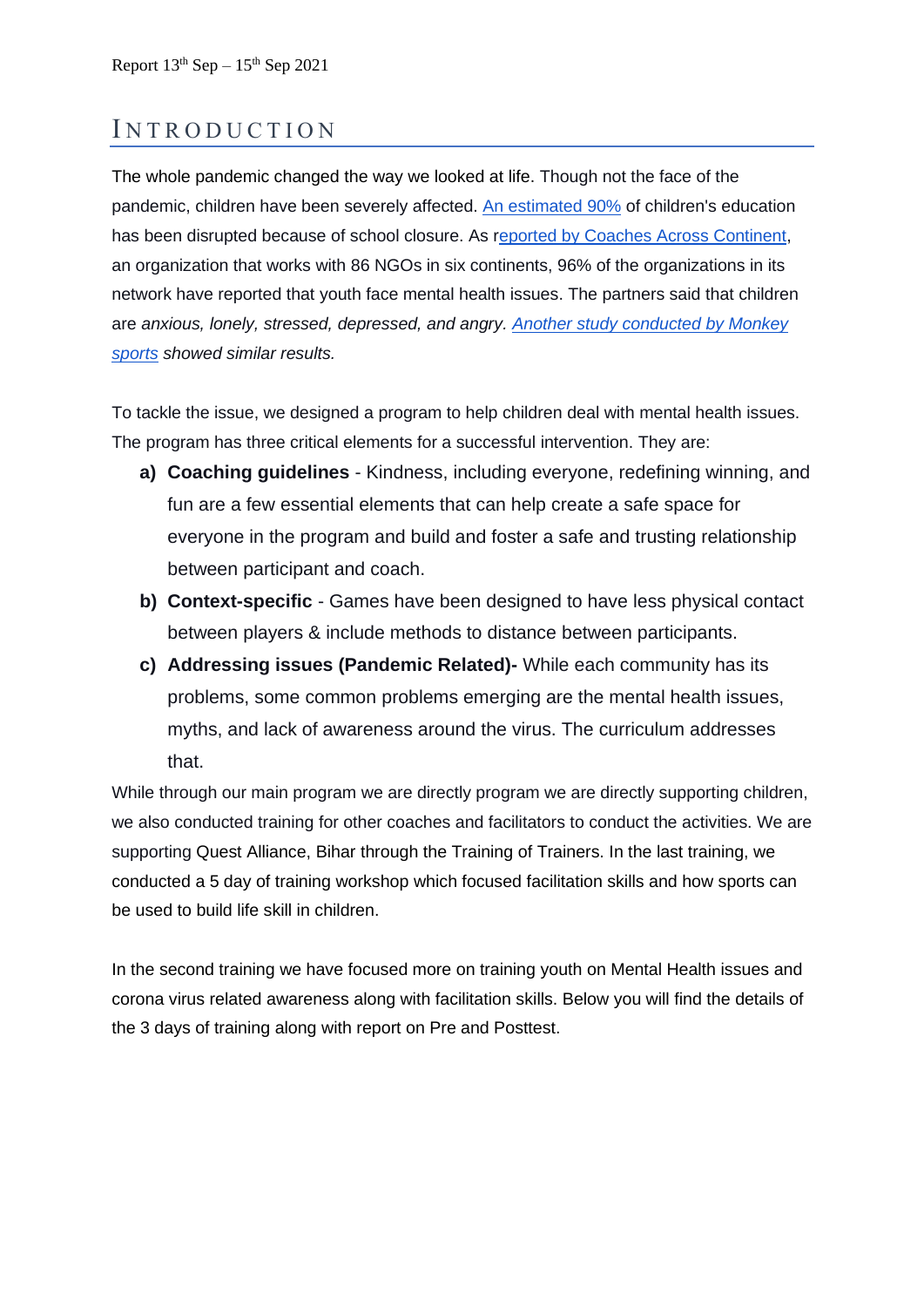Report 13th Sep – 15th Sep 2021

# INTRODUCTION

The whole pandemic changed the way we looked at life. Though not the face of the pandemic, children have been severely affected. An estimated 90% of children's education has been disrupted because of school closure. As reported by Coaches Across Continent, an organization that works with 86 NGOs in six continents, 96% of the organizations in its network have reported that youth face mental health issues. The partners said that children are *anxious, lonely, stressed, depressed, and angry. Another study conducted by Monkey sports showed similar results.*

To tackle the issue, we designed a program to help children deal with mental health issues. The program has three critical elements for a successful intervention. They are:

a) **Coaching guidelines** - Kindness, including everyone, redefining winning, and fun are a few essential elements that can help create a safe space for everyone in the program and build and foster a safe and trusting relationship between participant and coach.
b) **Context-specific** - Games have been designed to have less physical contact between players & include methods to distance between participants.
c) **Addressing issues (Pandemic Related)-** While each community has its problems, some common problems emerging are the mental health issues, myths, and lack of awareness around the virus. The curriculum addresses that.

While through our main program we are directly program we are directly supporting children, we also conducted training for other coaches and facilitators to conduct the activities. We are supporting Quest Alliance, Bihar through the Training of Trainers. In the last training, we conducted a 5 day of training workshop which focused facilitation skills and how sports can be used to build life skill in children.

In the second training we have focused more on training youth on Mental Health issues and corona virus related awareness along with facilitation skills. Below you will find the details of the 3 days of training along with report on Pre and Posttest.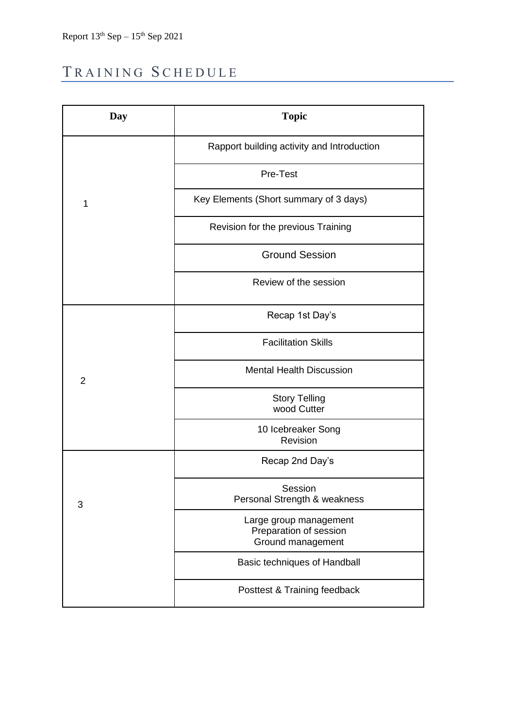## Training Schedule

| Day | Topic |
| --- | --- |
| 1 | Rapport building activity and Introduction |
| | Pre-Test |
| | Key Elements (Short summary of 3 days) |
| | Revision for the previous Training |
| | Ground Session |
| | Review of the session |
| 2 | Recap 1st Day's |
| | Facilitation Skills |
| | Mental Health Discussion |
| | Story Telling<br>wood Cutter |
| | 10 Icebreaker Song<br>Revision |
| 3 | Recap 2nd Day's |
| | Session<br>Personal Strength & weakness |
| | Large group management<br>Preparation of session<br>Ground management |
| | Basic techniques of Handball |
| | Posttest & Training feedback |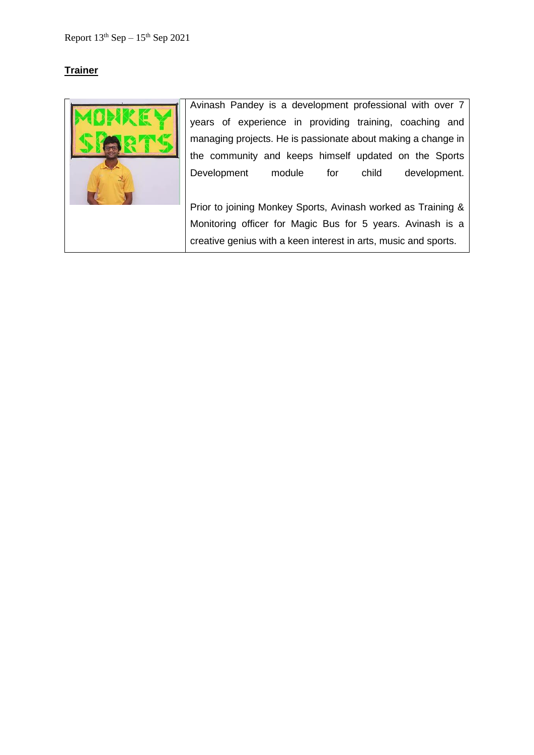Report 13th Sep – 15th Sep 2021

**Trainer**

| | |
|---|---|
| | Avinash Pandey is a development professional with over 7 years of experience in providing training, coaching and managing projects. He is passionate about making a change in the community and keeps himself updated on the Sports Development module for child development.<br><br>Prior to joining Monkey Sports, Avinash worked as Training & Monitoring officer for Magic Bus for 5 years. Avinash is a creative genius with a keen interest in arts, music and sports. |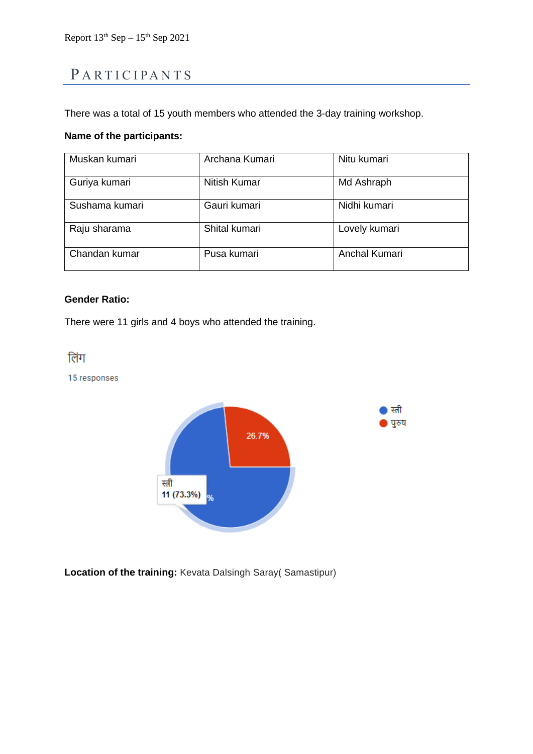# PARTICIPANTS

There was a total of 15 youth members who attended the 3-day training workshop.

**Name of the participants:**

| Muskan kumari | Archana Kumari | Nitu kumari |
|---|---|---|
| Guriya kumari | Nitish Kumar | Md Ashraph |
| Sushama kumari | Gauri kumari | Nidhi kumari |
| Raju sharama | Shital kumari | Lovely kumari |
| Chandan kumar | Pusa kumari | Anchal Kumari |

**Gender Ratio:**

There were 11 girls and 4 boys who attended the training.

लिंग

15 responses

स्त्री 11 (73.3%)

पुरुष 26.7%

**Location of the training:** Kevata Dalsingh Saray( Samastipur)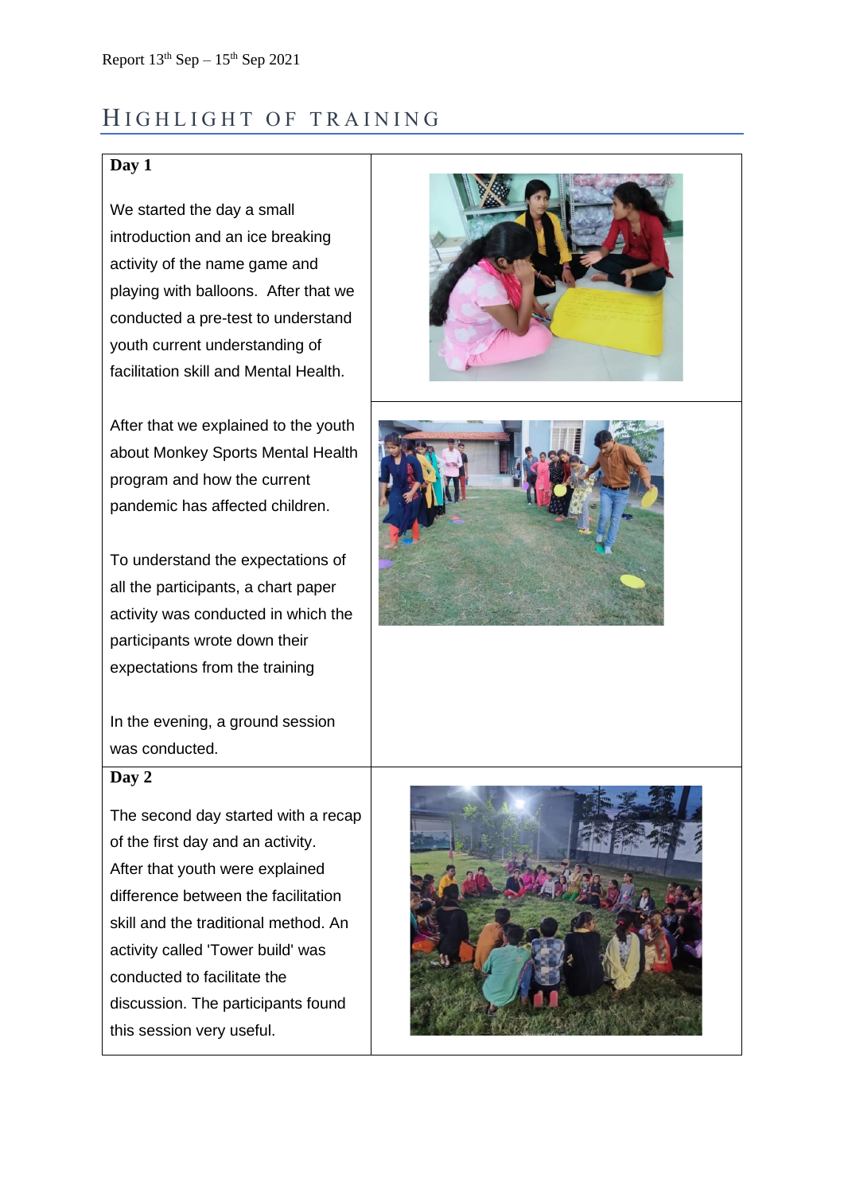## Highlight of Training

### Day 1

We started the day a small introduction and an ice breaking activity of the name game and playing with balloons. After that we conducted a pre-test to understand youth current understanding of facilitation skill and Mental Health.

After that we explained to the youth about Monkey Sports Mental Health program and how the current pandemic has affected children.

To understand the expectations of all the participants, a chart paper activity was conducted in which the participants wrote down their expectations from the training

In the evening, a ground session was conducted.

### Day 2

The second day started with a recap of the first day and an activity. After that youth were explained difference between the facilitation skill and the traditional method. An activity called 'Tower build' was conducted to facilitate the discussion. The participants found this session very useful.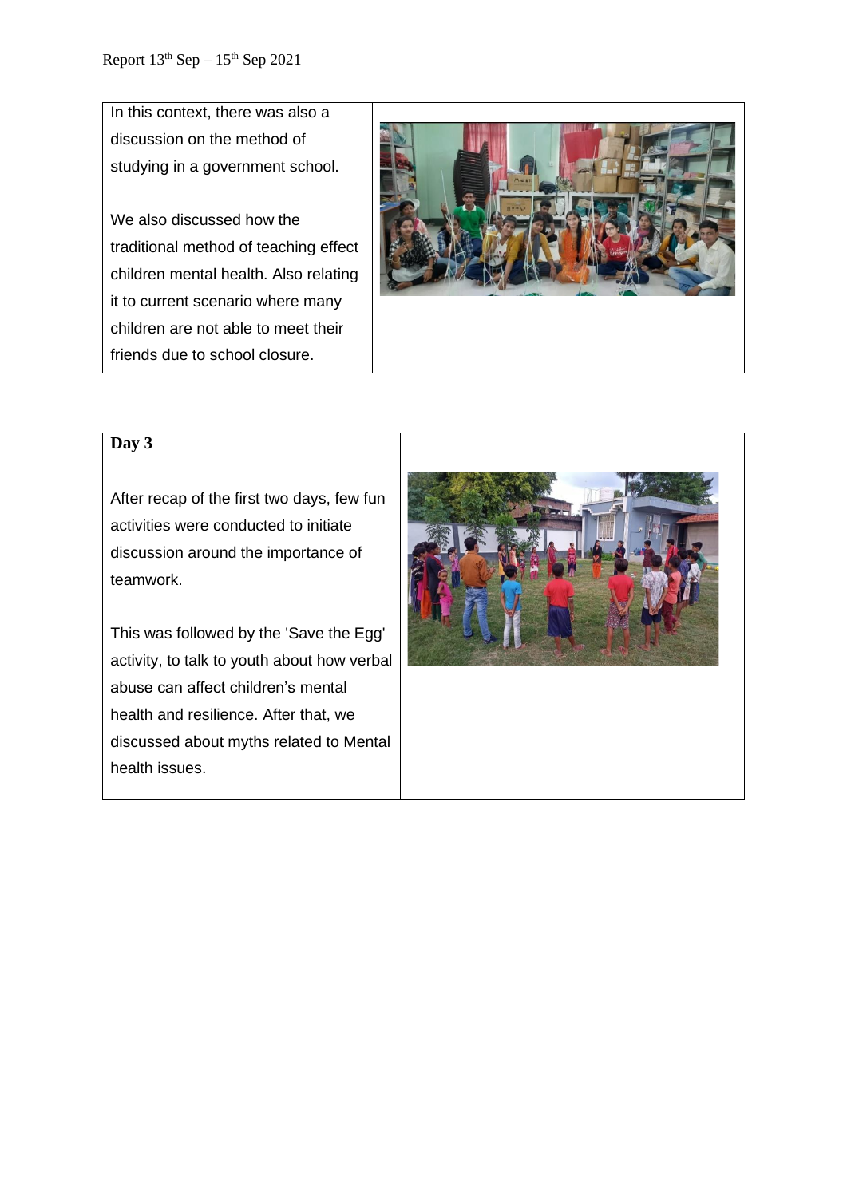In this context, there was also a discussion on the method of studying in a government school.

We also discussed how the traditional method of teaching effect children mental health. Also relating it to current scenario where many children are not able to meet their friends due to school closure.

**Day 3**

After recap of the first two days, few fun activities were conducted to initiate discussion around the importance of teamwork.

This was followed by the 'Save the Egg' activity, to talk to youth about how verbal abuse can affect children's mental health and resilience. After that, we discussed about myths related to Mental health issues.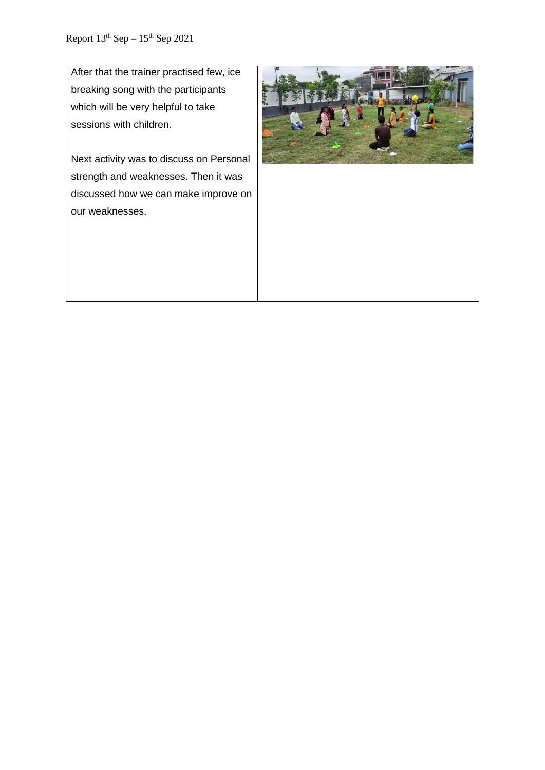| After that the trainer practised few, ice breaking song with the participants which will be very helpful to take sessions with children.<br><br>Next activity was to discuss on Personal strength and weaknesses. Then it was discussed how we can make improve on our weaknesses. | |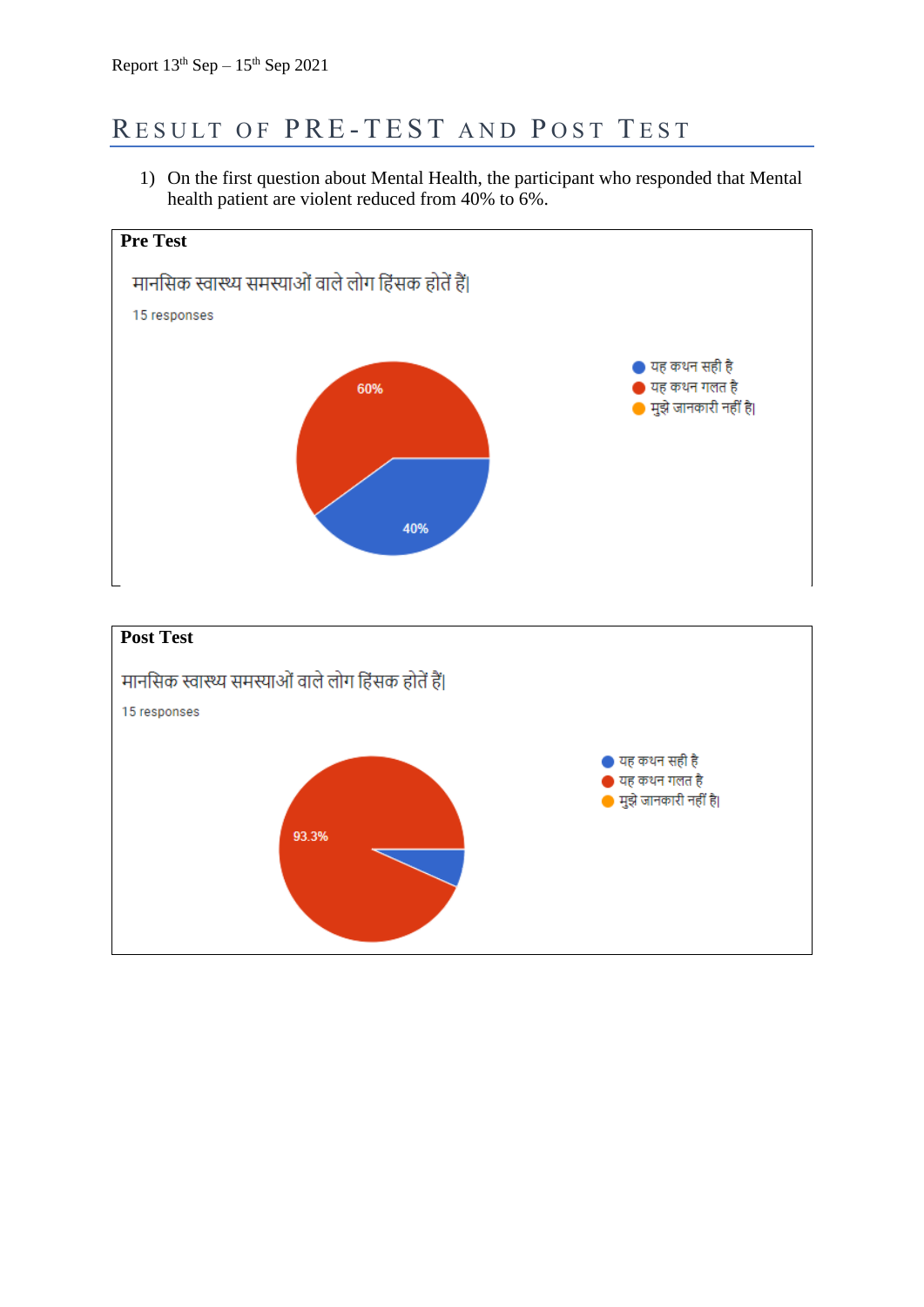## Result of Pre-Test and Post Test

1) On the first question about Mental Health, the participant who responded that Mental health patient are violent reduced from 40% to 6%.

**Pre Test**

मानसिक स्वास्थ्य समस्याओं वाले लोग हिंसक होतें हैं।

15 responses

- यह कथन सही है — 40%
- यह कथन गलत है — 60%
- मुझे जानकारी नहीं है।

**Post Test**

मानसिक स्वास्थ्य समस्याओं वाले लोग हिंसक होतें हैं।

15 responses

- यह कथन सही है
- यह कथन गलत है — 93.3%
- मुझे जानकारी नहीं है।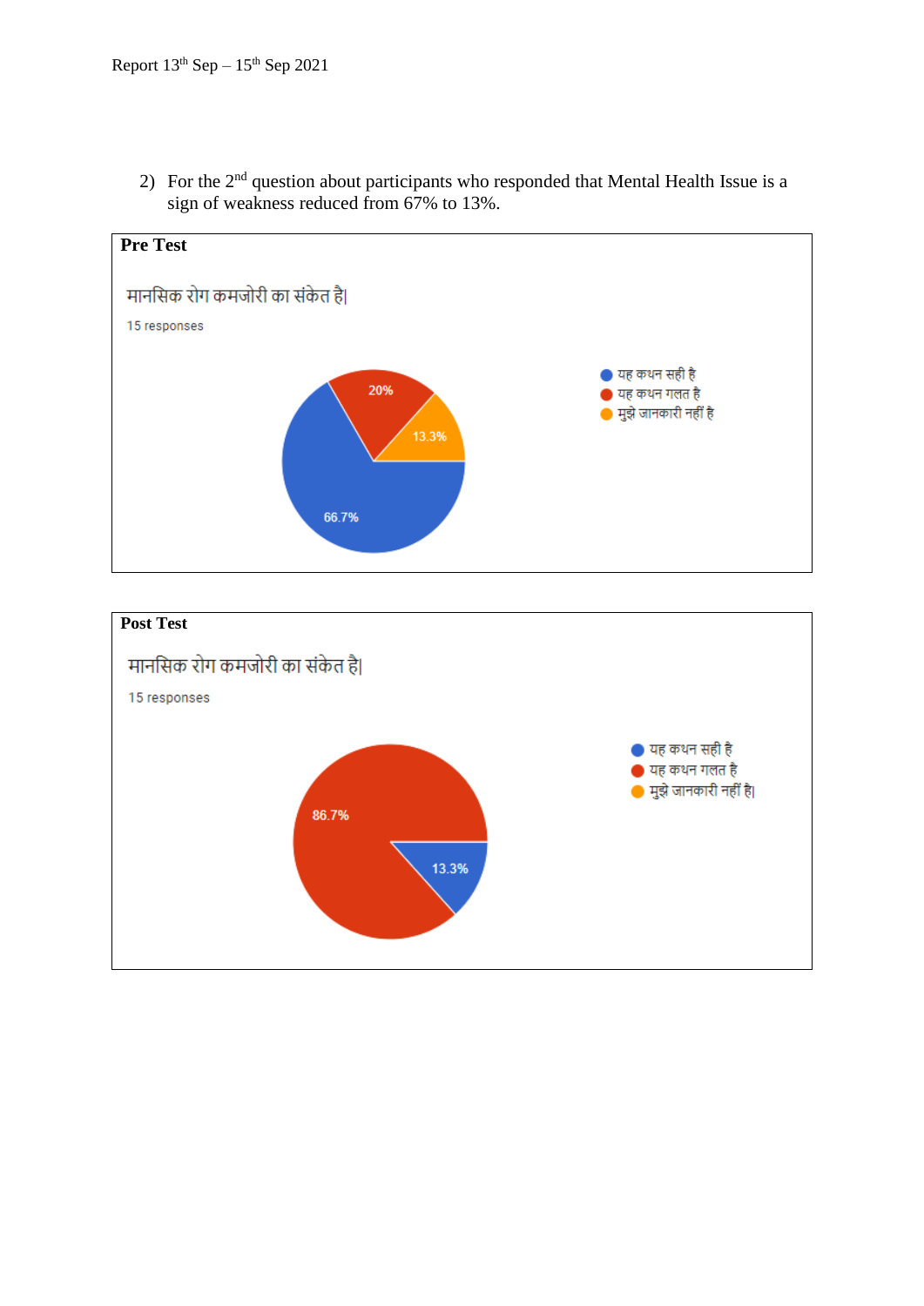2) For the 2nd question about participants who responded that Mental Health Issue is a sign of weakness reduced from 67% to 13%.

**Pre Test**

मानसिक रोग कमजोरी का संकेत है|

15 responses

- यह कथन सही है — 66.7%
- यह कथन गलत है — 20%
- मुझे जानकारी नहीं है — 13.3%

**Post Test**

मानसिक रोग कमजोरी का संकेत है|

15 responses

- यह कथन सही है — 13.3%
- यह कथन गलत है — 86.7%
- मुझे जानकारी नहीं है|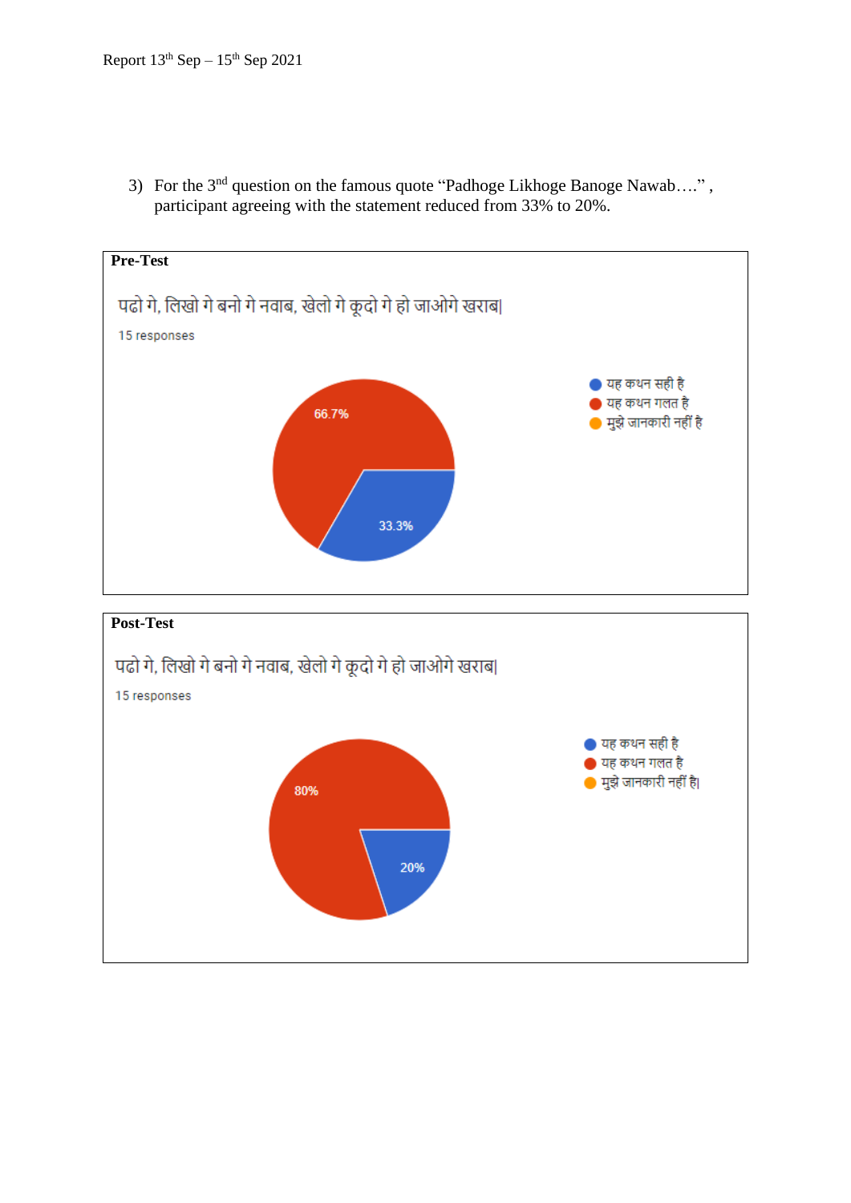3) For the 3[nd] question on the famous quote "Padhoge Likhoge Banoge Nawab….", participant agreeing with the statement reduced from 33% to 20%.

**Pre-Test**

पढो गे, लिखो गे बनो गे नवाब, खेलो गे कूदो गे हो जाओगे खराब|

15 responses

- यह कथन सही है
- यह कथन गलत है
- मुझे जानकारी नहीं है

66.7%

33.3%

**Post-Test**

पढो गे, लिखो गे बनो गे नवाब, खेलो गे कूदो गे हो जाओगे खराब|

15 responses

- यह कथन सही है
- यह कथन गलत है
- मुझे जानकारी नहीं है|

80%

20%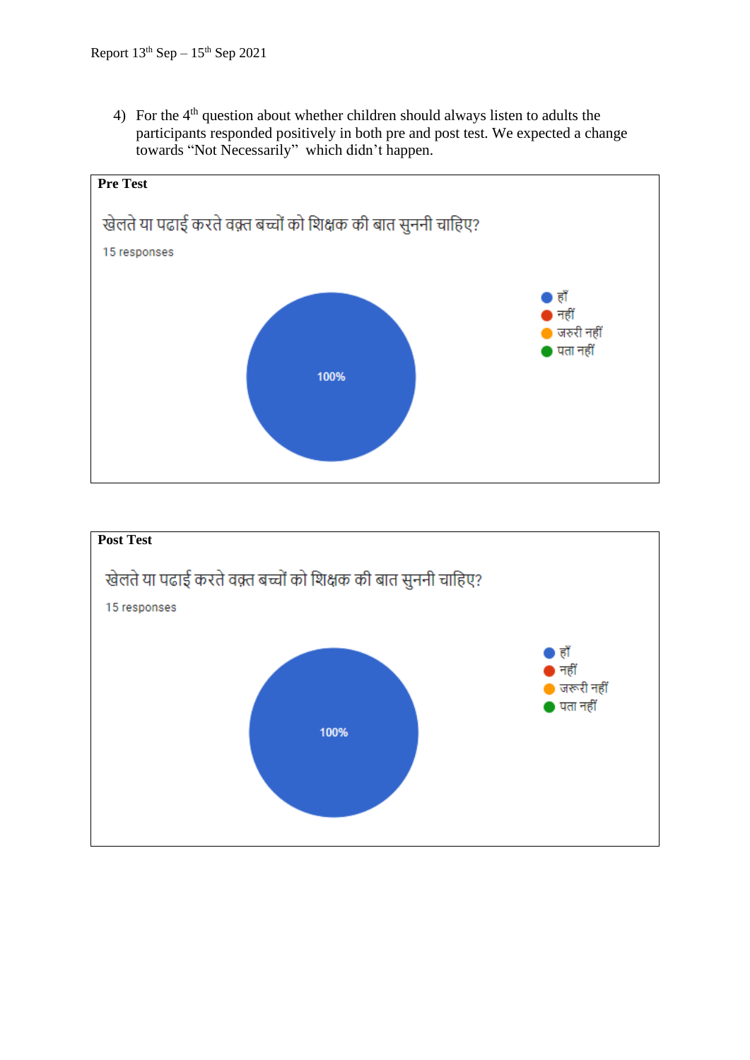4) For the 4th question about whether children should always listen to adults the participants responded positively in both pre and post test. We expected a change towards "Not Necessarily" which didn't happen.

**Pre Test**

खेलते या पढाई करते वक़्त बच्चों को शिक्षक की बात सुननी चाहिए?

15 responses

- हाँ
- नहीं
- जरुरी नहीं
- पता नहीं

100%

**Post Test**

खेलते या पढाई करते वक़्त बच्चों को शिक्षक की बात सुननी चाहिए?

15 responses

- हाँ
- नहीं
- जरूरी नहीं
- पता नहीं

100%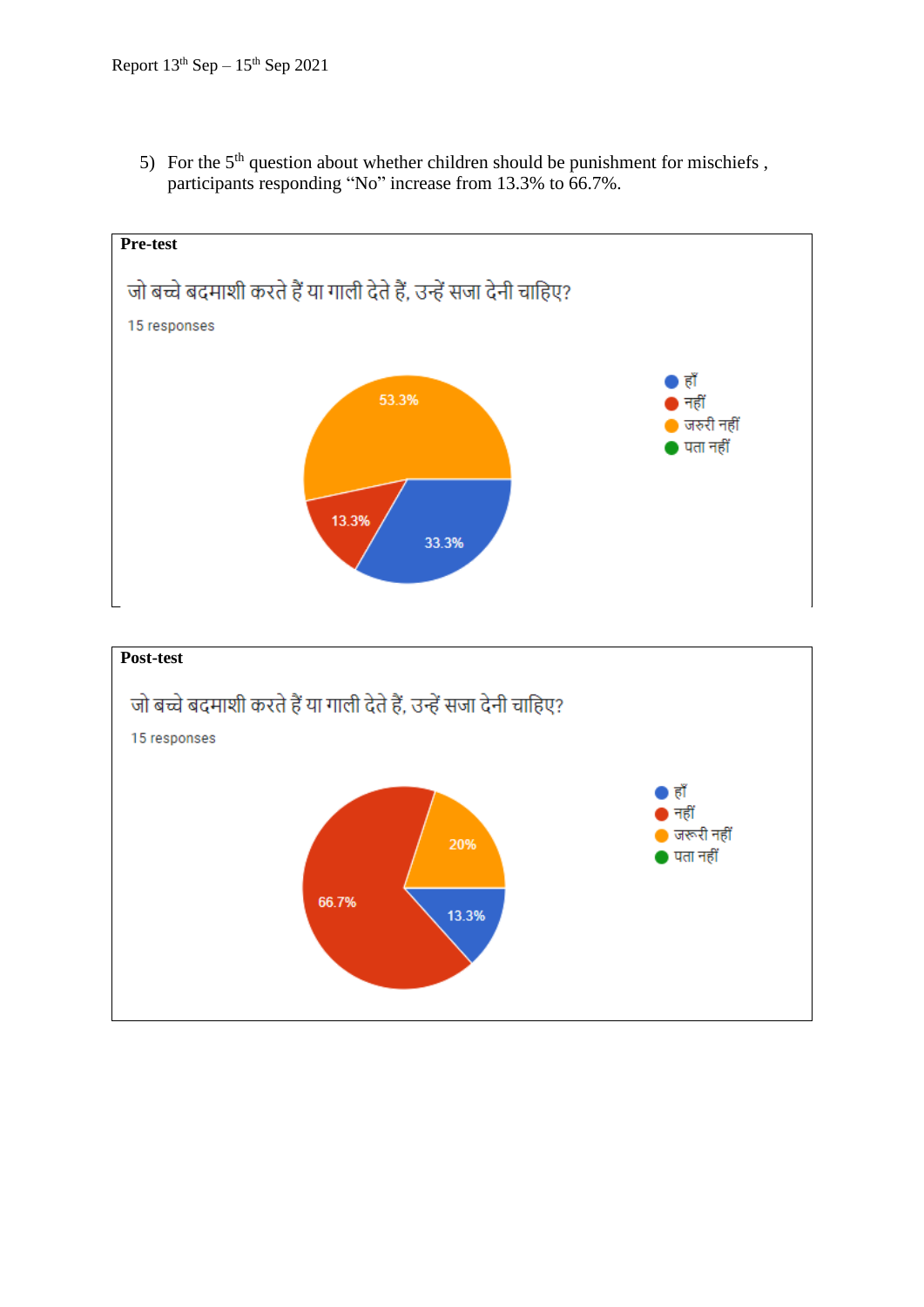5) For the 5th question about whether children should be punishment for mischiefs , participants responding “No” increase from 13.3% to 66.7%.

**Pre-test**

जो बच्चे बदमाशी करते हैं या गाली देते हैं, उन्हें सजा देनी चाहिए?

15 responses

- हाँ
- नहीं
- जरुरी नहीं
- पता नहीं

53.3%

13.3%

33.3%

**Post-test**

जो बच्चे बदमाशी करते हैं या गाली देते हैं, उन्हें सजा देनी चाहिए?

15 responses

- हाँ
- नहीं
- जरूरी नहीं
- पता नहीं

20%

66.7%

13.3%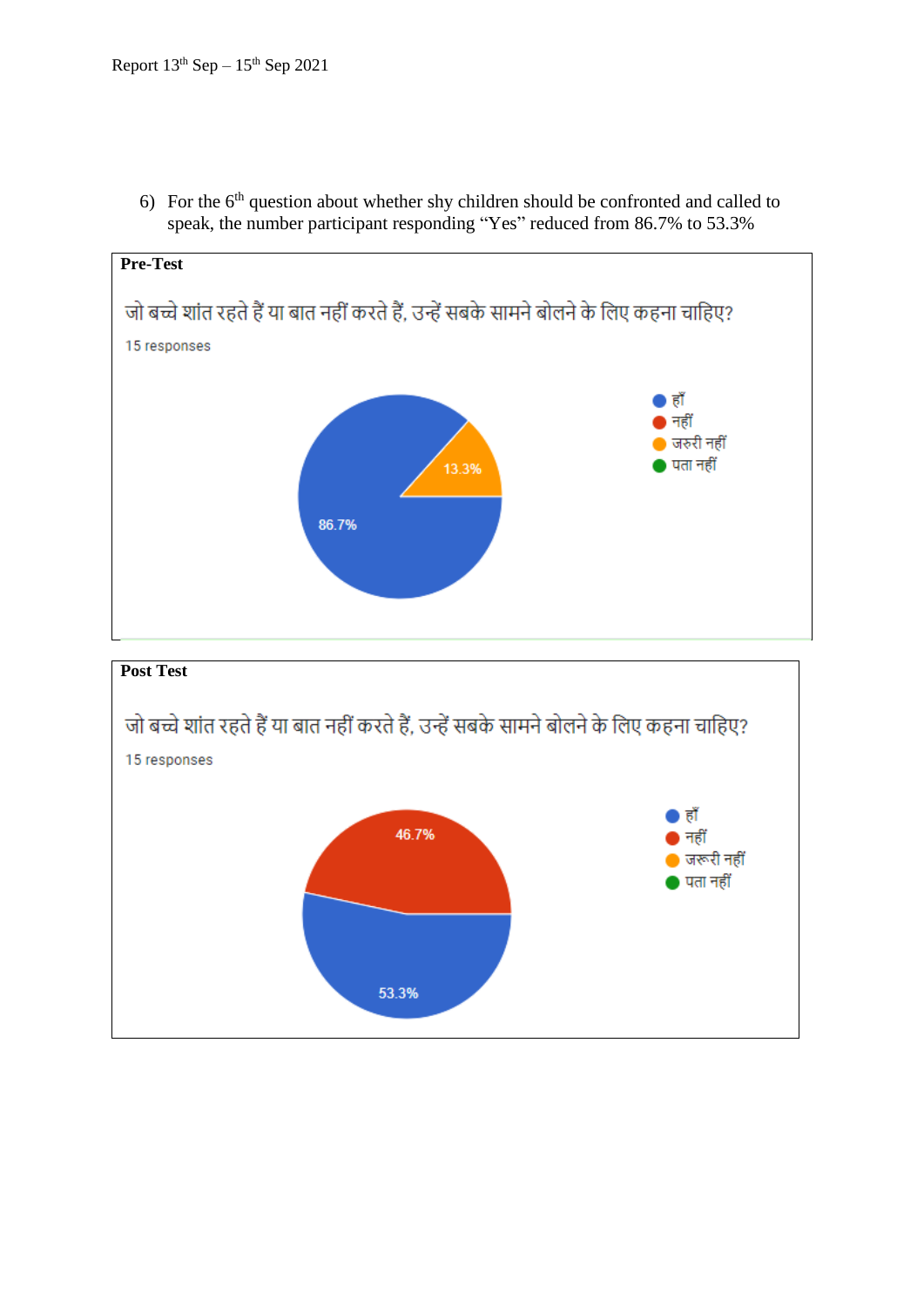6) For the 6th question about whether shy children should be confronted and called to speak, the number participant responding “Yes” reduced from 86.7% to 53.3%

**Pre-Test**

जो बच्चे शांत रहते हैं या बात नहीं करते हैं, उन्हें सबके सामने बोलने के लिए कहना चाहिए?

15 responses

- हाँ
- नहीं
- जरुरी नहीं
- पता नहीं

13.3%

86.7%

**Post Test**

जो बच्चे शांत रहते हैं या बात नहीं करते हैं, उन्हें सबके सामने बोलने के लिए कहना चाहिए?

15 responses

- हाँ
- नहीं
- जरूरी नहीं
- पता नहीं

46.7%

53.3%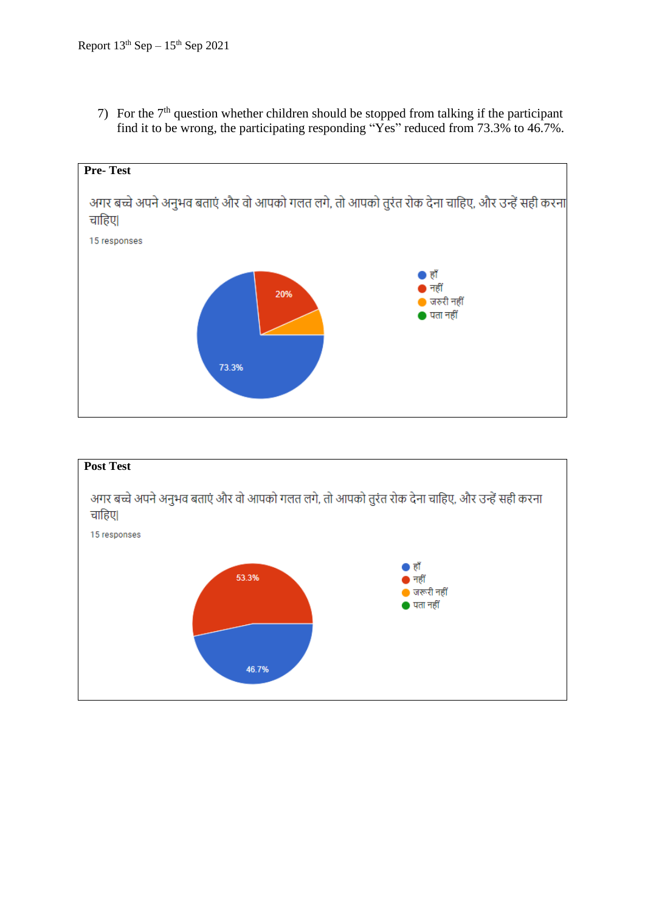7) For the 7th question whether children should be stopped from talking if the participant find it to be wrong, the participating responding “Yes” reduced from 73.3% to 46.7%.

**Pre- Test**

अगर बच्चे अपने अनुभव बताएं और वो आपको गलत लगे, तो आपको तुरंत रोक देना चाहिए, और उन्हें सही करना चाहिए|

15 responses

- हाँ: 73.3%
- नहीं: 20%
- जरुरी नहीं
- पता नहीं

**Post Test**

अगर बच्चे अपने अनुभव बताएं और वो आपको गलत लगे, तो आपको तुरंत रोक देना चाहिए, और उन्हें सही करना चाहिए|

15 responses

- हाँ: 46.7%
- नहीं: 53.3%
- जरूरी नहीं
- पता नहीं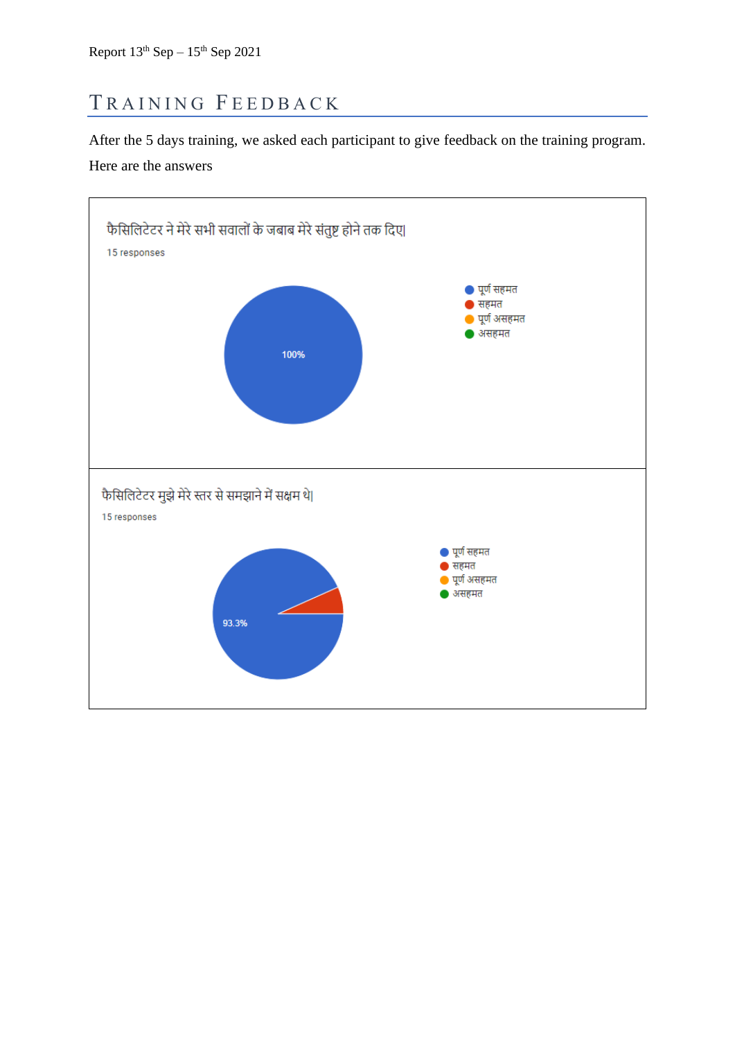## TRAINING FEEDBACK

After the 5 days training, we asked each participant to give feedback on the training program. Here are the answers

फैसिलिटेटर ने मेरे सभी सवालों के जबाब मेरे संतुष्ट होने तक दिए|

15 responses

- पूर्ण सहमत
- सहमत
- पूर्ण असहमत
- असहमत

100%

फैसिलिटेटर मुझे मेरे स्तर से समझाने में सक्षम थे|

15 responses

- पूर्ण सहमत
- सहमत
- पूर्ण असहमत
- असहमत

93.3%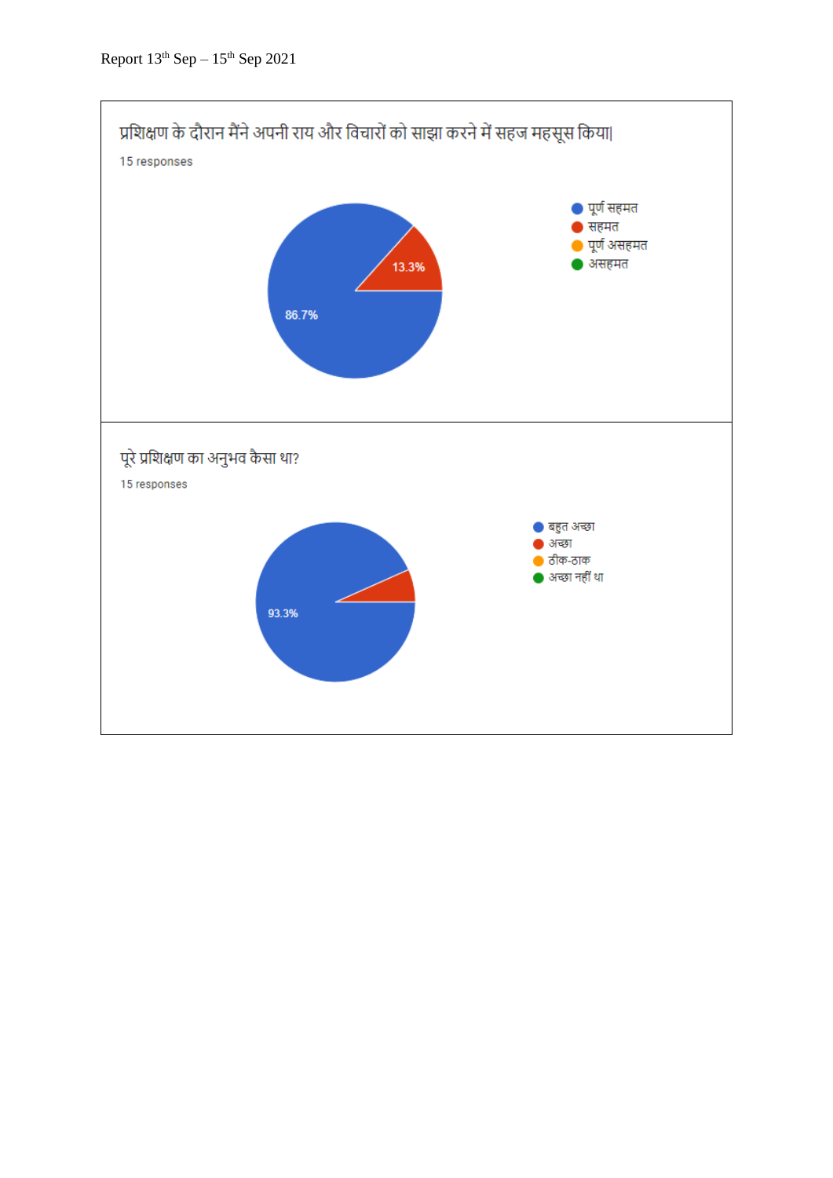प्रशिक्षण के दौरान मैंने अपनी राय और विचारों को साझा करने में सहज महसूस किया|

15 responses

- पूर्ण सहमत
- सहमत
- पूर्ण असहमत
- असहमत

86.7%

13.3%

पूरे प्रशिक्षण का अनुभव कैसा था?

15 responses

- बहुत अच्छा
- अच्छा
- ठीक-ठाक
- अच्छा नहीं था

93.3%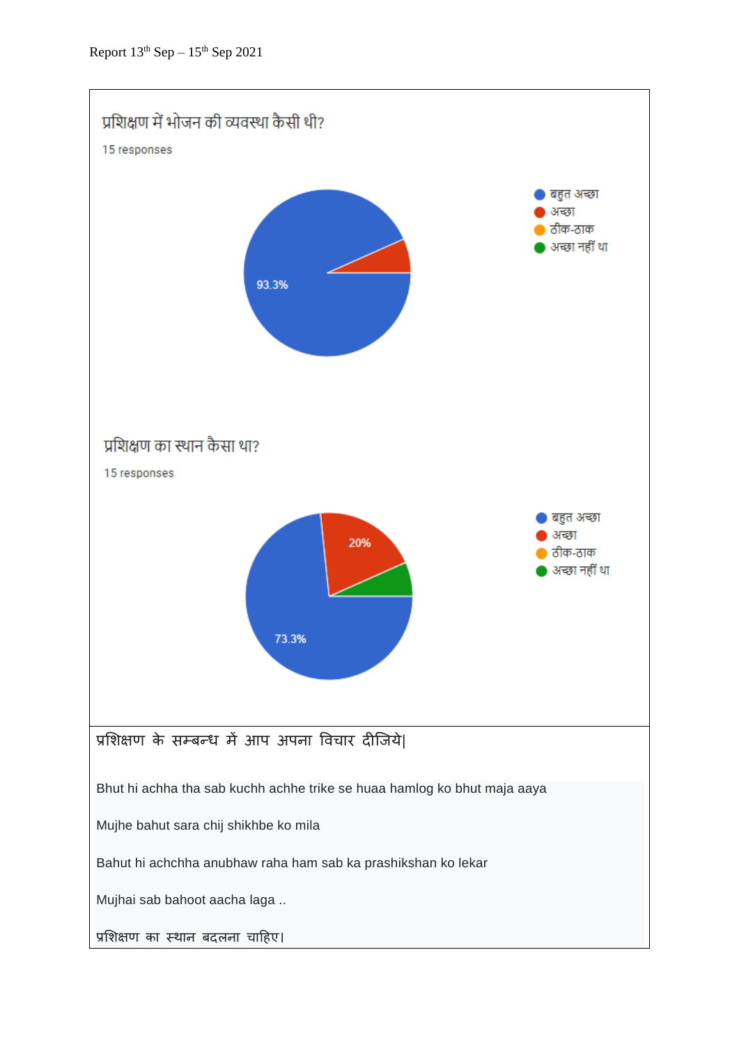Report 13th Sep – 15th Sep 2021

प्रशिक्षण में भोजन की व्यवस्था कैसी थी?

15 responses

- बहुत अच्छा
- अच्छा
- ठीक-ठाक
- अच्छा नहीं था

93.3%

प्रशिक्षण का स्थान कैसा था?

15 responses

- बहुत अच्छा
- अच्छा
- ठीक-ठाक
- अच्छा नहीं था

20%

73.3%

प्रशिक्षण के सम्बन्ध में आप अपना विचार दीजिये|

Bhut hi achha tha sab kuchh achhe trike se huaa hamlog ko bhut maja aaya

Mujhe bahut sara chij shikhbe ko mila

Bahut hi achchha anubhaw raha ham sab ka prashikshan ko lekar

Mujhai sab bahoot aacha laga ..

प्रशिक्षण का स्थान बदलना चाहिए।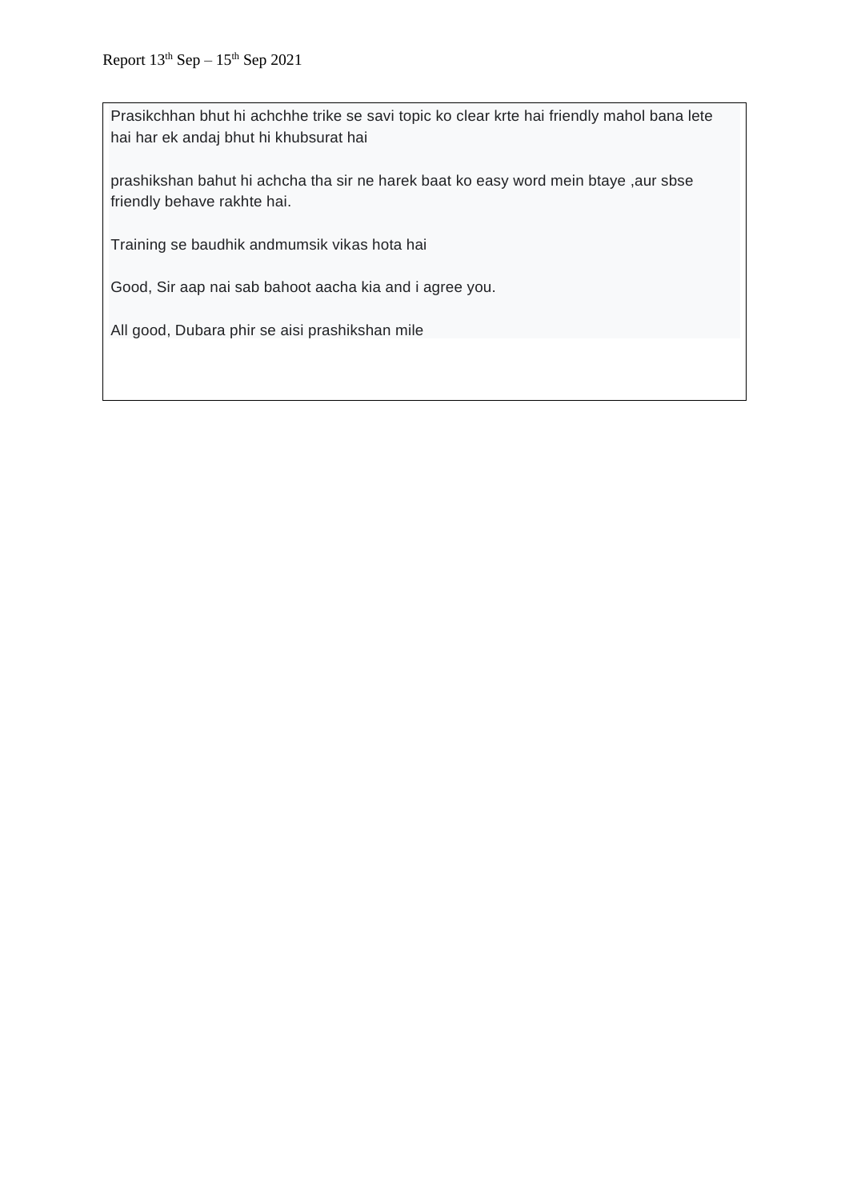Report 13th Sep – 15th Sep 2021

Prasikchhan bhut hi achchhe trike se savi topic ko clear krte hai friendly mahol bana lete hai har ek andaj bhut hi khubsurat hai

prashikshan bahut hi achcha tha sir ne harek baat ko easy word mein btaye ,aur sbse friendly behave rakhte hai.

Training se baudhik andmumsik vikas hota hai

Good, Sir aap nai sab bahoot aacha kia and i agree you.

All good, Dubara phir se aisi prashikshan mile